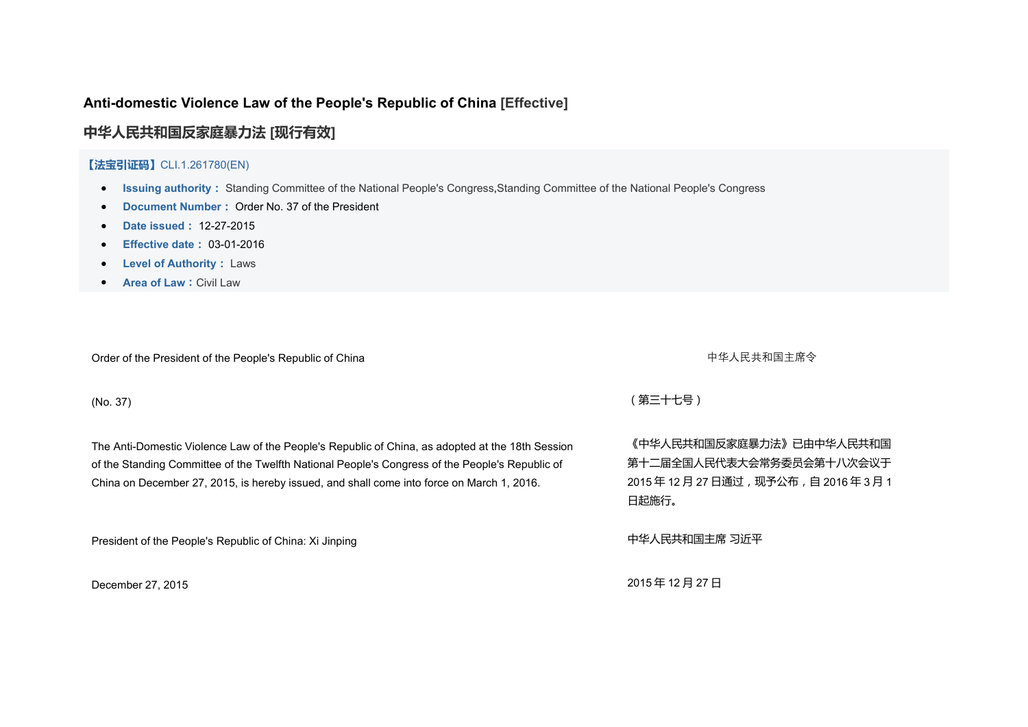# Anti-domestic Violence Law of the People's Republic of China [Effective]

# 中华人民共和国反家庭暴力法 [现行有效]

【法宝引证码】CLI.1.261780(EN)

- **Issuing authority：** Standing Committee of the National People's Congress,Standing Committee of the National People's Congress
- **Document Number：** Order No. 37 of the President
- **Date issued：** 12-27-2015
- **Effective date：** 03-01-2016
- **Level of Authority：** Laws
- **Area of Law：** Civil Law

Order of the President of the People's Republic of China

中华人民共和国主席令

(No. 37)

（第三十七号）

The Anti-Domestic Violence Law of the People's Republic of China, as adopted at the 18th Session of the Standing Committee of the Twelfth National People's Congress of the People's Republic of China on December 27, 2015, is hereby issued, and shall come into force on March 1, 2016.

《中华人民共和国反家庭暴力法》已由中华人民共和国第十二届全国人民代表大会常务委员会第十八次会议于2015年12月27日通过，现予公布，自2016年3月1日起施行。

President of the People's Republic of China: Xi Jinping

中华人民共和国主席 习近平

December 27, 2015

2015年12月27日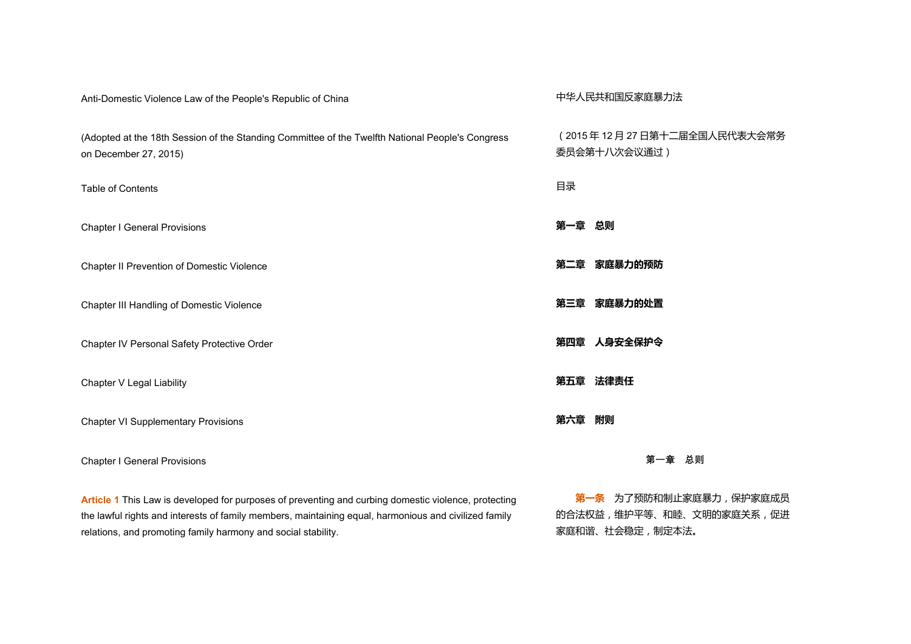# Anti-Domestic Violence Law of the People's Republic of China

# 中华人民共和国反家庭暴力法

(Adopted at the 18th Session of the Standing Committee of the Twelfth National People's Congress on December 27, 2015)

（2015 年 12 月 27 日第十二届全国人民代表大会常务委员会第十八次会议通过）

Table of Contents

目录

Chapter I General Provisions

**第一章　总则**

Chapter II Prevention of Domestic Violence

**第二章　家庭暴力的预防**

Chapter III Handling of Domestic Violence

**第三章　家庭暴力的处置**

Chapter IV Personal Safety Protective Order

**第四章　人身安全保护令**

Chapter V Legal Liability

**第五章　法律责任**

Chapter VI Supplementary Provisions

**第六章　附则**

## Chapter I General Provisions

## 第一章　总则

**Article 1** This Law is developed for purposes of preventing and curbing domestic violence, protecting the lawful rights and interests of family members, maintaining equal, harmonious and civilized family relations, and promoting family harmony and social stability.

**第一条**　为了预防和制止家庭暴力，保护家庭成员的合法权益，维护平等、和睦、文明的家庭关系，促进家庭和谐、社会稳定，制定本法。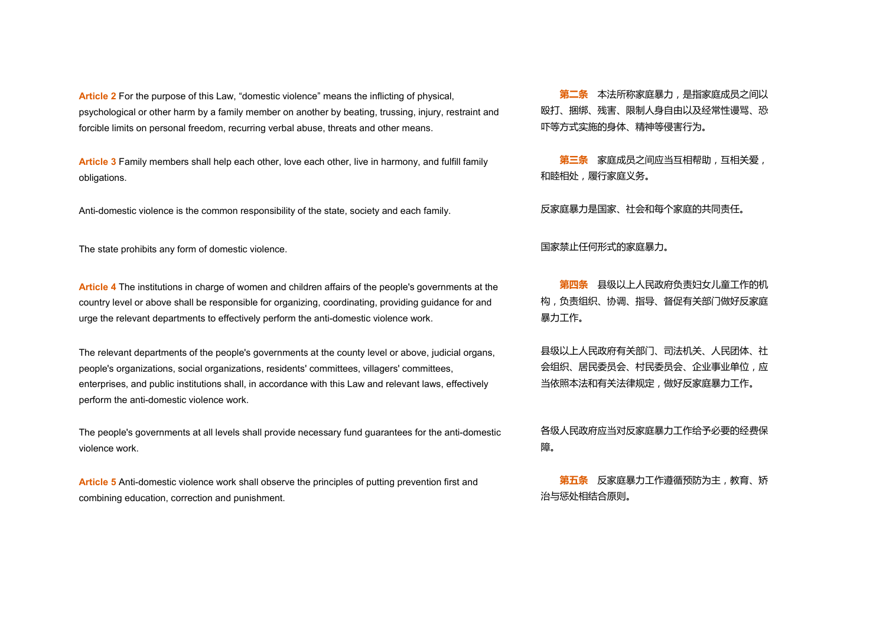**Article 2** For the purpose of this Law, "domestic violence" means the inflicting of physical, psychological or other harm by a family member on another by beating, trussing, injury, restraint and forcible limits on personal freedom, recurring verbal abuse, threats and other means.

**第二条**　本法所称家庭暴力，是指家庭成员之间以殴打、捆绑、残害、限制人身自由以及经常性谩骂、恐吓等方式实施的身体、精神等侵害行为。

**Article 3** Family members shall help each other, love each other, live in harmony, and fulfill family obligations.

**第三条**　家庭成员之间应当互相帮助，互相关爱，和睦相处，履行家庭义务。

Anti-domestic violence is the common responsibility of the state, society and each family.

反家庭暴力是国家、社会和每个家庭的共同责任。

The state prohibits any form of domestic violence.

国家禁止任何形式的家庭暴力。

**Article 4** The institutions in charge of women and children affairs of the people's governments at the country level or above shall be responsible for organizing, coordinating, providing guidance for and urge the relevant departments to effectively perform the anti-domestic violence work.

**第四条**　县级以上人民政府负责妇女儿童工作的机构，负责组织、协调、指导、督促有关部门做好反家庭暴力工作。

The relevant departments of the people's governments at the county level or above, judicial organs, people's organizations, social organizations, residents' committees, villagers' committees, enterprises, and public institutions shall, in accordance with this Law and relevant laws, effectively perform the anti-domestic violence work.

县级以上人民政府有关部门、司法机关、人民团体、社会组织、居民委员会、村民委员会、企业事业单位，应当依照本法和有关法律规定，做好反家庭暴力工作。

The people's governments at all levels shall provide necessary fund guarantees for the anti-domestic violence work.

各级人民政府应当对反家庭暴力工作给予必要的经费保障。

**Article 5** Anti-domestic violence work shall observe the principles of putting prevention first and combining education, correction and punishment.

**第五条**　反家庭暴力工作遵循预防为主，教育、矫治与惩处相结合原则。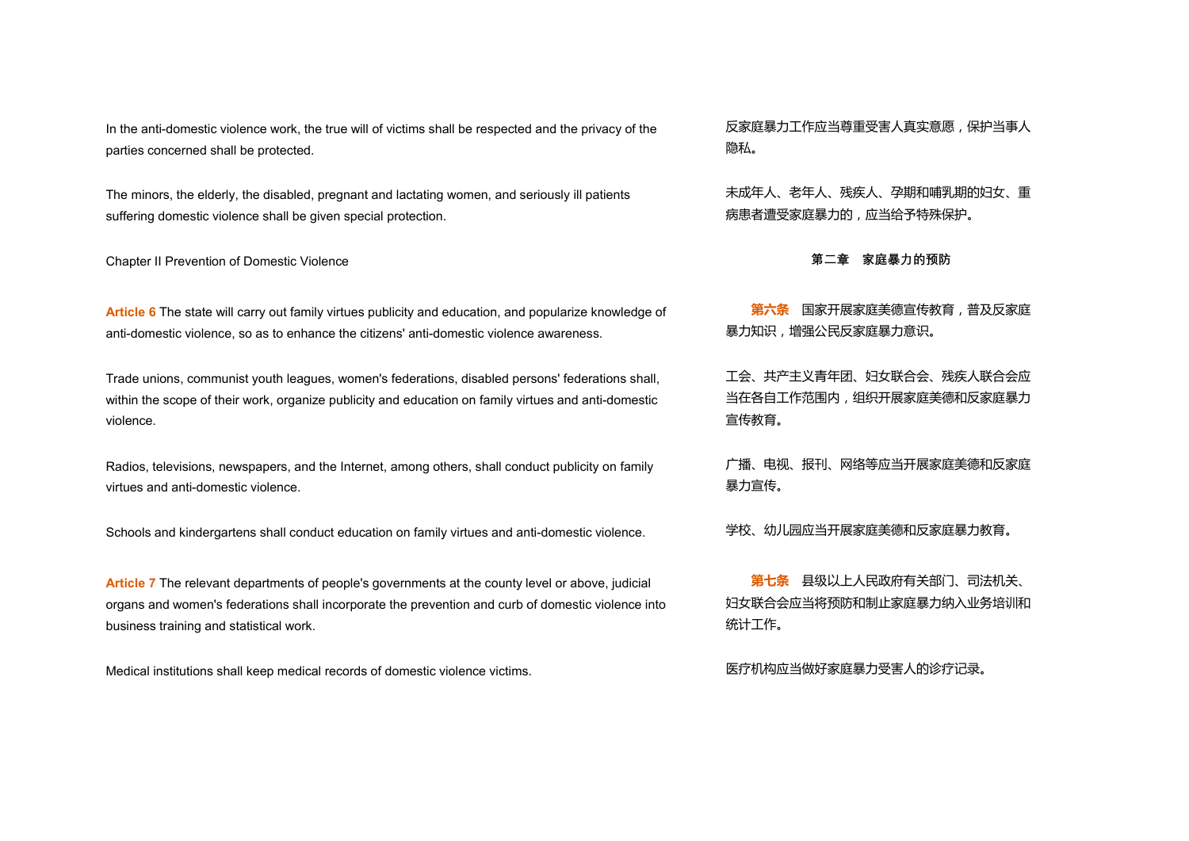In the anti-domestic violence work, the true will of victims shall be respected and the privacy of the parties concerned shall be protected.

反家庭暴力工作应当尊重受害人真实意愿，保护当事人隐私。

The minors, the elderly, the disabled, pregnant and lactating women, and seriously ill patients suffering domestic violence shall be given special protection.

未成年人、老年人、残疾人、孕期和哺乳期的妇女、重病患者遭受家庭暴力的，应当给予特殊保护。

## Chapter II Prevention of Domestic Violence

## 第二章　家庭暴力的预防

**Article 6** The state will carry out family virtues publicity and education, and popularize knowledge of anti-domestic violence, so as to enhance the citizens' anti-domestic violence awareness.

**第六条**　国家开展家庭美德宣传教育，普及反家庭暴力知识，增强公民反家庭暴力意识。

Trade unions, communist youth leagues, women's federations, disabled persons' federations shall, within the scope of their work, organize publicity and education on family virtues and anti-domestic violence.

工会、共产主义青年团、妇女联合会、残疾人联合会应当在各自工作范围内，组织开展家庭美德和反家庭暴力宣传教育。

Radios, televisions, newspapers, and the Internet, among others, shall conduct publicity on family virtues and anti-domestic violence.

广播、电视、报刊、网络等应当开展家庭美德和反家庭暴力宣传。

Schools and kindergartens shall conduct education on family virtues and anti-domestic violence.

学校、幼儿园应当开展家庭美德和反家庭暴力教育。

**Article 7** The relevant departments of people's governments at the county level or above, judicial organs and women's federations shall incorporate the prevention and curb of domestic violence into business training and statistical work.

**第七条**　县级以上人民政府有关部门、司法机关、妇女联合会应当将预防和制止家庭暴力纳入业务培训和统计工作。

Medical institutions shall keep medical records of domestic violence victims.

医疗机构应当做好家庭暴力受害人的诊疗记录。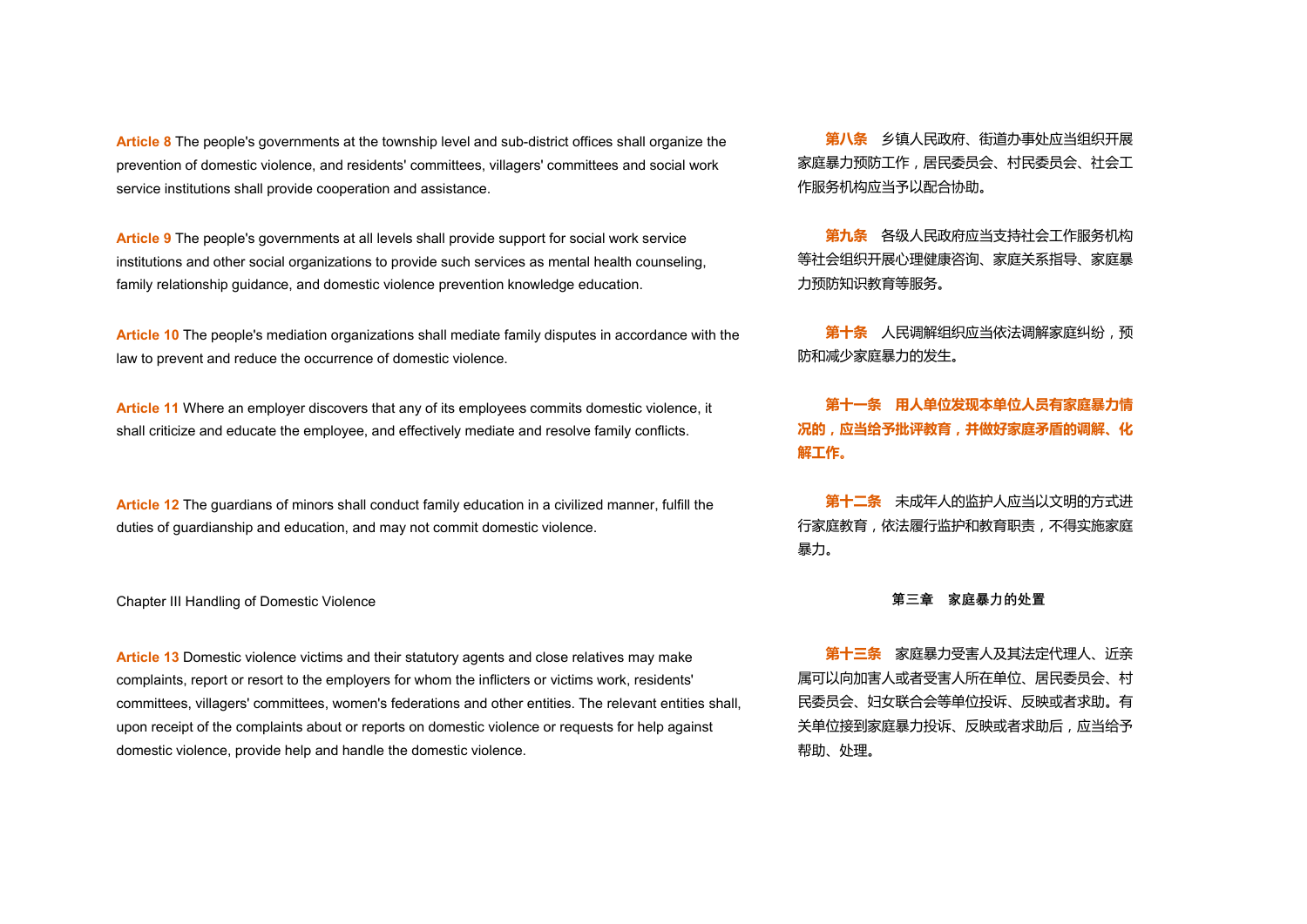**Article 8** The people's governments at the township level and sub-district offices shall organize the prevention of domestic violence, and residents' committees, villagers' committees and social work service institutions shall provide cooperation and assistance.

**第八条**　乡镇人民政府、街道办事处应当组织开展家庭暴力预防工作，居民委员会、村民委员会、社会工作服务机构应当予以配合协助。

**Article 9** The people's governments at all levels shall provide support for social work service institutions and other social organizations to provide such services as mental health counseling, family relationship guidance, and domestic violence prevention knowledge education.

**第九条**　各级人民政府应当支持社会工作服务机构等社会组织开展心理健康咨询、家庭关系指导、家庭暴力预防知识教育等服务。

**Article 10** The people's mediation organizations shall mediate family disputes in accordance with the law to prevent and reduce the occurrence of domestic violence.

**第十条**　人民调解组织应当依法调解家庭纠纷，预防和减少家庭暴力的发生。

**Article 11** Where an employer discovers that any of its employees commits domestic violence, it shall criticize and educate the employee, and effectively mediate and resolve family conflicts.

**第十一条　用人单位发现本单位人员有家庭暴力情况的，应当给予批评教育，并做好家庭矛盾的调解、化解工作。**

**Article 12** The guardians of minors shall conduct family education in a civilized manner, fulfill the duties of guardianship and education, and may not commit domestic violence.

**第十二条**　未成年人的监护人应当以文明的方式进行家庭教育，依法履行监护和教育职责，不得实施家庭暴力。

## Chapter III Handling of Domestic Violence

## 第三章　家庭暴力的处置

**Article 13** Domestic violence victims and their statutory agents and close relatives may make complaints, report or resort to the employers for whom the inflicters or victims work, residents' committees, villagers' committees, women's federations and other entities. The relevant entities shall, upon receipt of the complaints about or reports on domestic violence or requests for help against domestic violence, provide help and handle the domestic violence.

**第十三条**　家庭暴力受害人及其法定代理人、近亲属可以向加害人或者受害人所在单位、居民委员会、村民委员会、妇女联合会等单位投诉、反映或者求助。有关单位接到家庭暴力投诉、反映或者求助后，应当给予帮助、处理。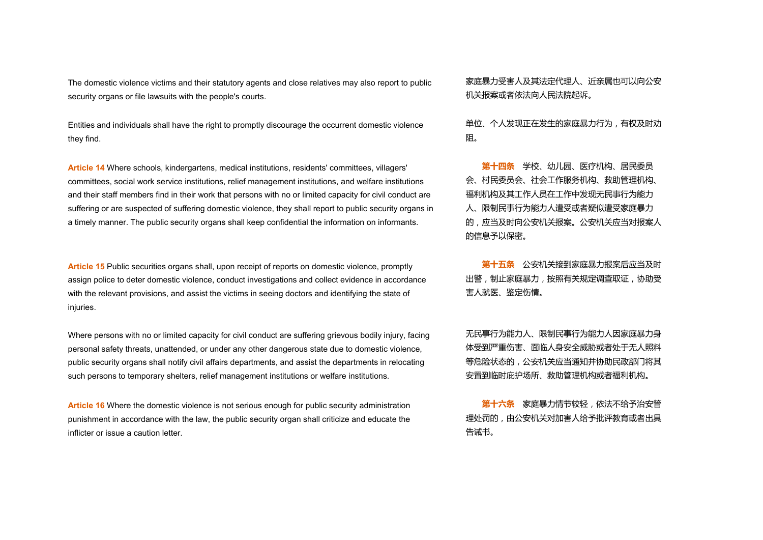The domestic violence victims and their statutory agents and close relatives may also report to public security organs or file lawsuits with the people's courts.

家庭暴力受害人及其法定代理人、近亲属也可以向公安机关报案或者依法向人民法院起诉。

Entities and individuals shall have the right to promptly discourage the occurrent domestic violence they find.

单位、个人发现正在发生的家庭暴力行为，有权及时劝阻。

**Article 14** Where schools, kindergartens, medical institutions, residents' committees, villagers' committees, social work service institutions, relief management institutions, and welfare institutions and their staff members find in their work that persons with no or limited capacity for civil conduct are suffering or are suspected of suffering domestic violence, they shall report to public security organs in a timely manner. The public security organs shall keep confidential the information on informants.

**第十四条**　学校、幼儿园、医疗机构、居民委员会、村民委员会、社会工作服务机构、救助管理机构、福利机构及其工作人员在工作中发现无民事行为能力人、限制民事行为能力人遭受或者疑似遭受家庭暴力的，应当及时向公安机关报案。公安机关应当对报案人的信息予以保密。

**Article 15** Public securities organs shall, upon receipt of reports on domestic violence, promptly assign police to deter domestic violence, conduct investigations and collect evidence in accordance with the relevant provisions, and assist the victims in seeing doctors and identifying the state of injuries.

**第十五条**　公安机关接到家庭暴力报案后应当及时出警，制止家庭暴力，按照有关规定调查取证，协助受害人就医、鉴定伤情。

Where persons with no or limited capacity for civil conduct are suffering grievous bodily injury, facing personal safety threats, unattended, or under any other dangerous state due to domestic violence, public security organs shall notify civil affairs departments, and assist the departments in relocating such persons to temporary shelters, relief management institutions or welfare institutions.

无民事行为能力人、限制民事行为能力人因家庭暴力身体受到严重伤害、面临人身安全威胁或者处于无人照料等危险状态的，公安机关应当通知并协助民政部门将其安置到临时庇护场所、救助管理机构或者福利机构。

**Article 16** Where the domestic violence is not serious enough for public security administration punishment in accordance with the law, the public security organ shall criticize and educate the inflicter or issue a caution letter.

**第十六条**　家庭暴力情节较轻，依法不给予治安管理处罚的，由公安机关对加害人给予批评教育或者出具告诫书。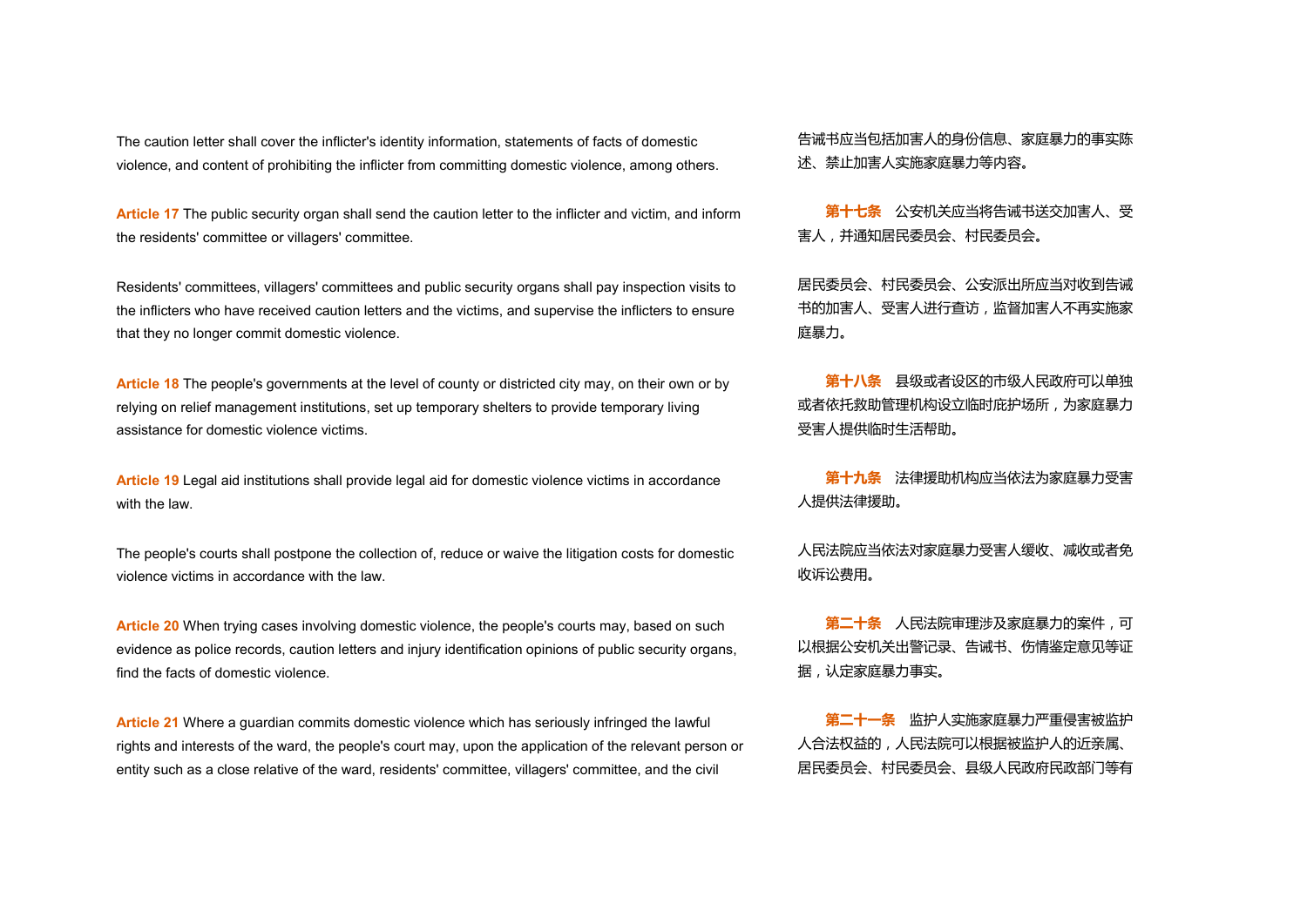The caution letter shall cover the inflicter's identity information, statements of facts of domestic violence, and content of prohibiting the inflicter from committing domestic violence, among others.

告诫书应当包括加害人的身份信息、家庭暴力的事实陈述、禁止加害人实施家庭暴力等内容。

**Article 17** The public security organ shall send the caution letter to the inflicter and victim, and inform the residents' committee or villagers' committee.

**第十七条**　公安机关应当将告诫书送交加害人、受害人，并通知居民委员会、村民委员会。

Residents' committees, villagers' committees and public security organs shall pay inspection visits to the inflicters who have received caution letters and the victims, and supervise the inflicters to ensure that they no longer commit domestic violence.

居民委员会、村民委员会、公安派出所应当对收到告诫书的加害人、受害人进行查访，监督加害人不再实施家庭暴力。

**Article 18** The people's governments at the level of county or districted city may, on their own or by relying on relief management institutions, set up temporary shelters to provide temporary living assistance for domestic violence victims.

**第十八条**　县级或者设区的市级人民政府可以单独或者依托救助管理机构设立临时庇护场所，为家庭暴力受害人提供临时生活帮助。

**Article 19** Legal aid institutions shall provide legal aid for domestic violence victims in accordance with the law.

**第十九条**　法律援助机构应当依法为家庭暴力受害人提供法律援助。

The people's courts shall postpone the collection of, reduce or waive the litigation costs for domestic violence victims in accordance with the law.

人民法院应当依法对家庭暴力受害人缓收、减收或者免收诉讼费用。

**Article 20** When trying cases involving domestic violence, the people's courts may, based on such evidence as police records, caution letters and injury identification opinions of public security organs, find the facts of domestic violence.

**第二十条**　人民法院审理涉及家庭暴力的案件，可以根据公安机关出警记录、告诫书、伤情鉴定意见等证据，认定家庭暴力事实。

**Article 21** Where a guardian commits domestic violence which has seriously infringed the lawful rights and interests of the ward, the people's court may, upon the application of the relevant person or entity such as a close relative of the ward, residents' committee, villagers' committee, and the civil

**第二十一条**　监护人实施家庭暴力严重侵害被监护人合法权益的，人民法院可以根据被监护人的近亲属、居民委员会、村民委员会、县级人民政府民政部门等有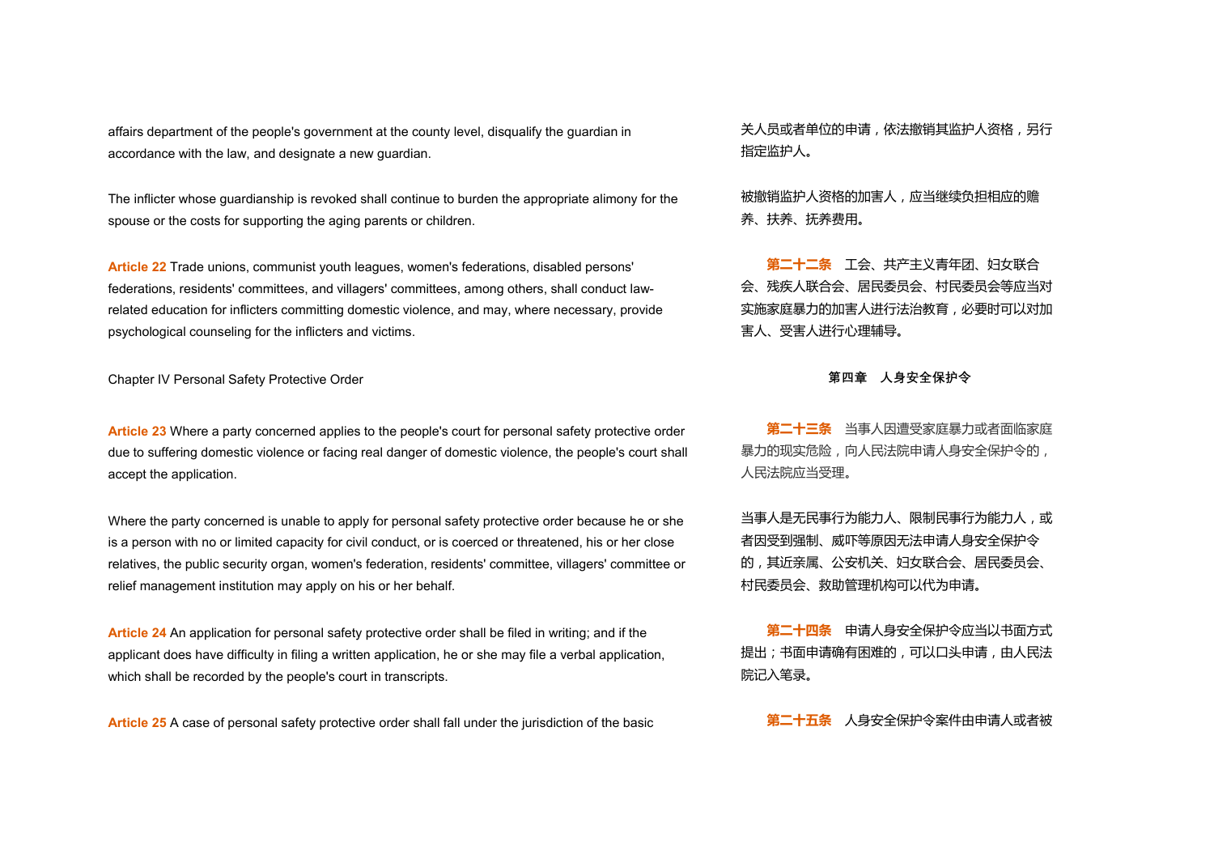affairs department of the people's government at the county level, disqualify the guardian in accordance with the law, and designate a new guardian.

The inflicter whose guardianship is revoked shall continue to burden the appropriate alimony for the spouse or the costs for supporting the aging parents or children.

**Article 22** Trade unions, communist youth leagues, women's federations, disabled persons' federations, residents' committees, and villagers' committees, among others, shall conduct law-related education for inflicters committing domestic violence, and may, where necessary, provide psychological counseling for the inflicters and victims.

## Chapter IV Personal Safety Protective Order

**Article 23** Where a party concerned applies to the people's court for personal safety protective order due to suffering domestic violence or facing real danger of domestic violence, the people's court shall accept the application.

Where the party concerned is unable to apply for personal safety protective order because he or she is a person with no or limited capacity for civil conduct, or is coerced or threatened, his or her close relatives, the public security organ, women's federation, residents' committee, villagers' committee or relief management institution may apply on his or her behalf.

**Article 24** An application for personal safety protective order shall be filed in writing; and if the applicant does have difficulty in filing a written application, he or she may file a verbal application, which shall be recorded by the people's court in transcripts.

**Article 25** A case of personal safety protective order shall fall under the jurisdiction of the basic

关人员或者单位的申请，依法撤销其监护人资格，另行指定监护人。

被撤销监护人资格的加害人，应当继续负担相应的赡养、扶养、抚养费用。

**第二十二条**　工会、共产主义青年团、妇女联合会、残疾人联合会、居民委员会、村民委员会等应当对实施家庭暴力的加害人进行法治教育，必要时可以对加害人、受害人进行心理辅导。

## 第四章　人身安全保护令

**第二十三条**　当事人因遭受家庭暴力或者面临家庭暴力的现实危险，向人民法院申请人身安全保护令的，人民法院应当受理。

当事人是无民事行为能力人、限制民事行为能力人，或者因受到强制、威吓等原因无法申请人身安全保护令的，其近亲属、公安机关、妇女联合会、居民委员会、村民委员会、救助管理机构可以代为申请。

**第二十四条**　申请人身安全保护令应当以书面方式提出；书面申请确有困难的，可以口头申请，由人民法院记入笔录。

**第二十五条**　人身安全保护令案件由申请人或者被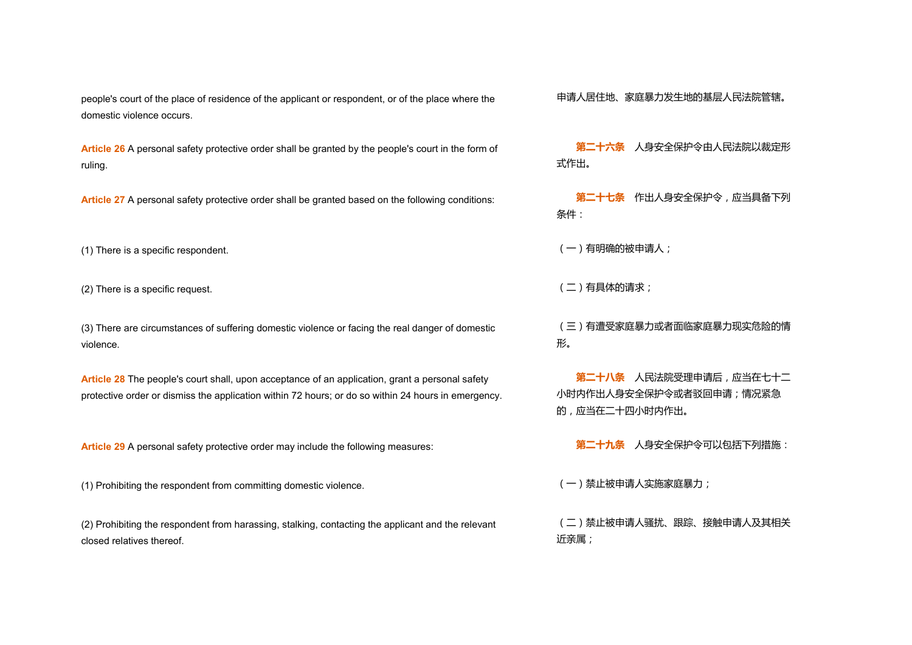people's court of the place of residence of the applicant or respondent, or of the place where the domestic violence occurs.

申请人居住地、家庭暴力发生地的基层人民法院管辖。

**Article 26** A personal safety protective order shall be granted by the people's court in the form of ruling.

**第二十六条**　人身安全保护令由人民法院以裁定形式作出。

**Article 27** A personal safety protective order shall be granted based on the following conditions:

(1) There is a specific respondent.

(2) There is a specific request.

(3) There are circumstances of suffering domestic violence or facing the real danger of domestic violence.

**第二十七条**　作出人身安全保护令，应当具备下列条件：

（一）有明确的被申请人；

（二）有具体的请求；

（三）有遭受家庭暴力或者面临家庭暴力现实危险的情形。

**Article 28** The people's court shall, upon acceptance of an application, grant a personal safety protective order or dismiss the application within 72 hours; or do so within 24 hours in emergency.

**第二十八条**　人民法院受理申请后，应当在七十二小时内作出人身安全保护令或者驳回申请；情况紧急的，应当在二十四小时内作出。

**Article 29** A personal safety protective order may include the following measures:

(1) Prohibiting the respondent from committing domestic violence.

(2) Prohibiting the respondent from harassing, stalking, contacting the applicant and the relevant closed relatives thereof.

**第二十九条**　人身安全保护令可以包括下列措施：

（一）禁止被申请人实施家庭暴力；

（二）禁止被申请人骚扰、跟踪、接触申请人及其相关近亲属；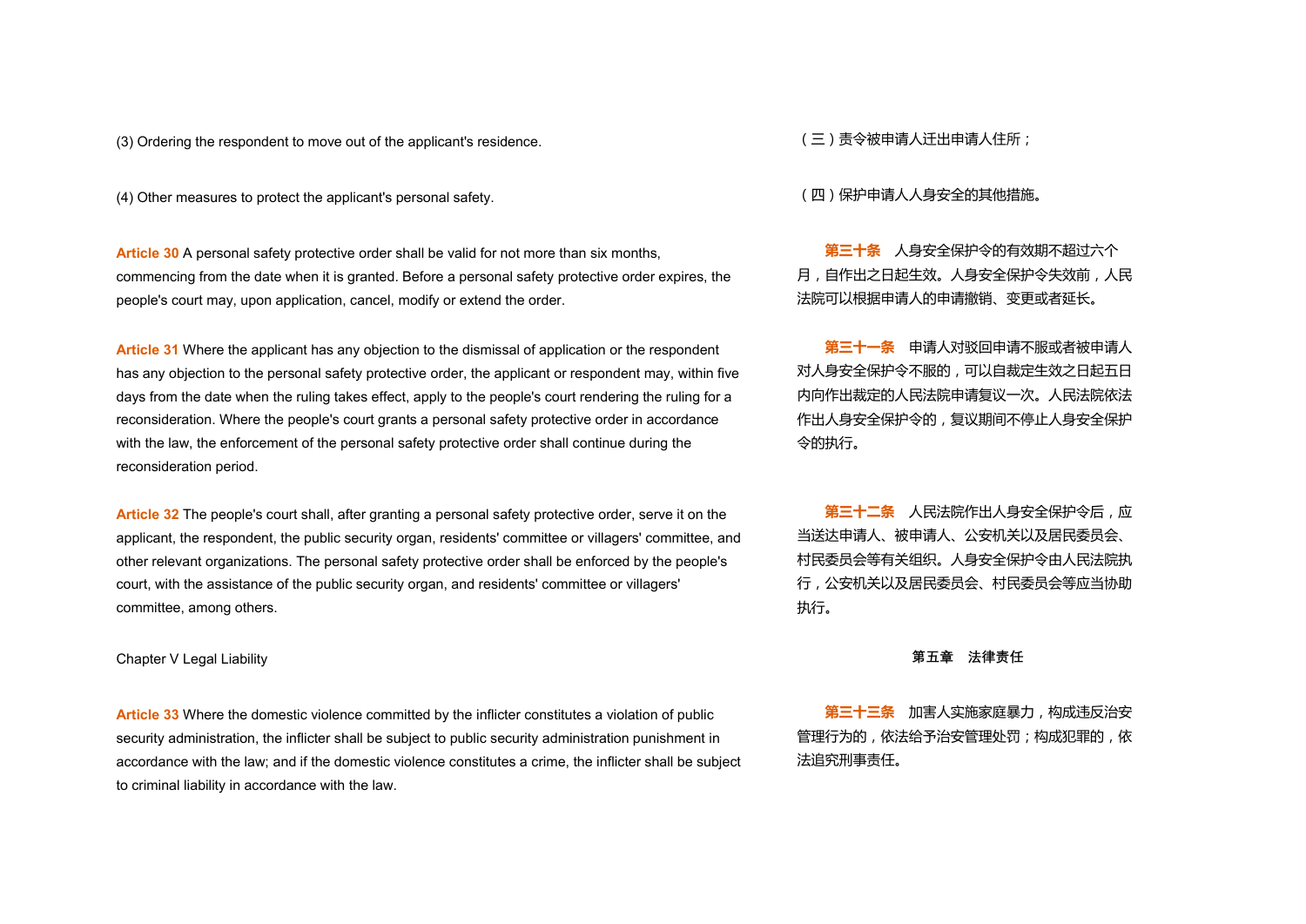(3) Ordering the respondent to move out of the applicant's residence.

（三）责令被申请人迁出申请人住所；

(4) Other measures to protect the applicant's personal safety.

（四）保护申请人人身安全的其他措施。

**Article 30** A personal safety protective order shall be valid for not more than six months, commencing from the date when it is granted. Before a personal safety protective order expires, the people's court may, upon application, cancel, modify or extend the order.

**第三十条**　人身安全保护令的有效期不超过六个月，自作出之日起生效。人身安全保护令失效前，人民法院可以根据申请人的申请撤销、变更或者延长。

**Article 31** Where the applicant has any objection to the dismissal of application or the respondent has any objection to the personal safety protective order, the applicant or respondent may, within five days from the date when the ruling takes effect, apply to the people's court rendering the ruling for a reconsideration. Where the people's court grants a personal safety protective order in accordance with the law, the enforcement of the personal safety protective order shall continue during the reconsideration period.

**第三十一条**　申请人对驳回申请不服或者被申请人对人身安全保护令不服的，可以自裁定生效之日起五日内向作出裁定的人民法院申请复议一次。人民法院依法作出人身安全保护令的，复议期间不停止人身安全保护令的执行。

**Article 32** The people's court shall, after granting a personal safety protective order, serve it on the applicant, the respondent, the public security organ, residents' committee or villagers' committee, and other relevant organizations. The personal safety protective order shall be enforced by the people's court, with the assistance of the public security organ, and residents' committee or villagers' committee, among others.

**第三十二条**　人民法院作出人身安全保护令后，应当送达申请人、被申请人、公安机关以及居民委员会、村民委员会等有关组织。人身安全保护令由人民法院执行，公安机关以及居民委员会、村民委员会等应当协助执行。

## Chapter V Legal Liability

## 第五章　法律责任

**Article 33** Where the domestic violence committed by the inflicter constitutes a violation of public security administration, the inflicter shall be subject to public security administration punishment in accordance with the law; and if the domestic violence constitutes a crime, the inflicter shall be subject to criminal liability in accordance with the law.

**第三十三条**　加害人实施家庭暴力，构成违反治安管理行为的，依法给予治安管理处罚；构成犯罪的，依法追究刑事责任。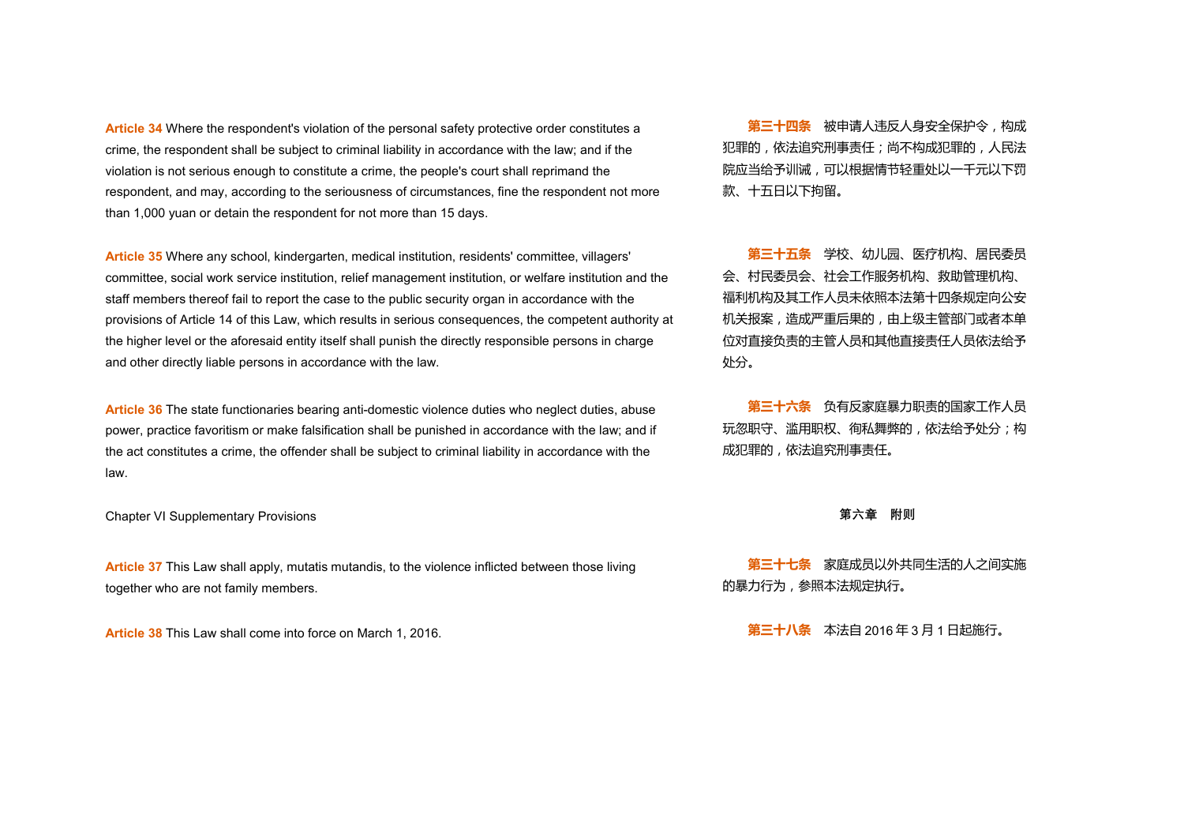**Article 34** Where the respondent's violation of the personal safety protective order constitutes a crime, the respondent shall be subject to criminal liability in accordance with the law; and if the violation is not serious enough to constitute a crime, the people's court shall reprimand the respondent, and may, according to the seriousness of circumstances, fine the respondent not more than 1,000 yuan or detain the respondent for not more than 15 days.

**第三十四条** 被申请人违反人身安全保护令，构成犯罪的，依法追究刑事责任；尚不构成犯罪的，人民法院应当给予训诫，可以根据情节轻重处以一千元以下罚款、十五日以下拘留。

**Article 35** Where any school, kindergarten, medical institution, residents' committee, villagers' committee, social work service institution, relief management institution, or welfare institution and the staff members thereof fail to report the case to the public security organ in accordance with the provisions of Article 14 of this Law, which results in serious consequences, the competent authority at the higher level or the aforesaid entity itself shall punish the directly responsible persons in charge and other directly liable persons in accordance with the law.

**第三十五条** 学校、幼儿园、医疗机构、居民委员会、村民委员会、社会工作服务机构、救助管理机构、福利机构及其工作人员未依照本法第十四条规定向公安机关报案，造成严重后果的，由上级主管部门或者本单位对直接负责的主管人员和其他直接责任人员依法给予处分。

**Article 36** The state functionaries bearing anti-domestic violence duties who neglect duties, abuse power, practice favoritism or make falsification shall be punished in accordance with the law; and if the act constitutes a crime, the offender shall be subject to criminal liability in accordance with the law.

**第三十六条** 负有反家庭暴力职责的国家工作人员玩忽职守、滥用职权、徇私舞弊的，依法给予处分；构成犯罪的，依法追究刑事责任。

## Chapter VI Supplementary Provisions

## 第六章　附则

**Article 37** This Law shall apply, mutatis mutandis, to the violence inflicted between those living together who are not family members.

**第三十七条** 家庭成员以外共同生活的人之间实施的暴力行为，参照本法规定执行。

**Article 38** This Law shall come into force on March 1, 2016.

**第三十八条** 本法自 2016 年 3 月 1 日起施行。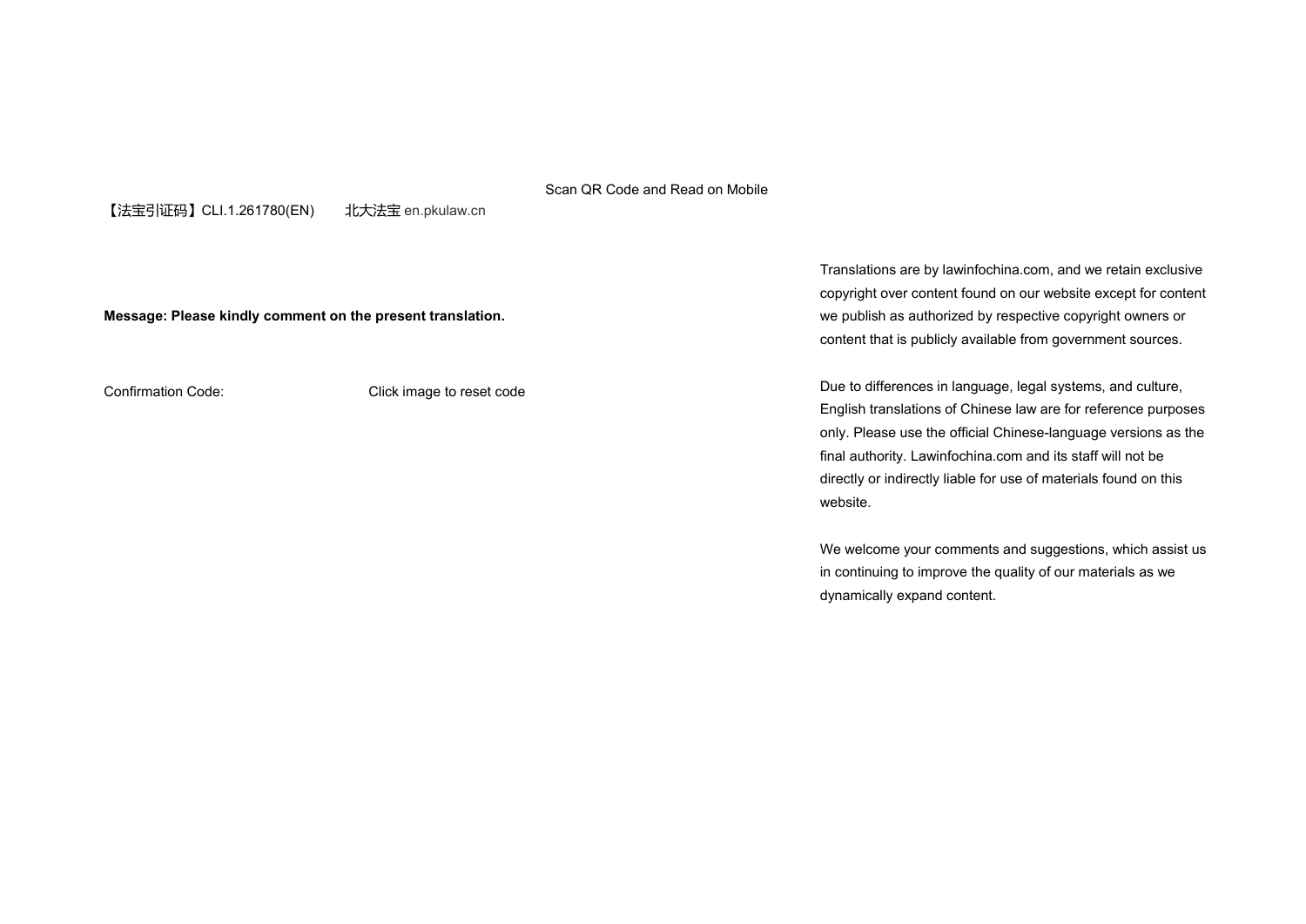Scan QR Code and Read on Mobile

【法宝引证码】CLI.1.261780(EN)　　北大法宝 en.pkulaw.cn

**Message: Please kindly comment on the present translation.**

Confirmation Code:　　Click image to reset code

Translations are by lawinfochina.com, and we retain exclusive copyright over content found on our website except for content we publish as authorized by respective copyright owners or content that is publicly available from government sources.

Due to differences in language, legal systems, and culture, English translations of Chinese law are for reference purposes only. Please use the official Chinese-language versions as the final authority. Lawinfochina.com and its staff will not be directly or indirectly liable for use of materials found on this website.

We welcome your comments and suggestions, which assist us in continuing to improve the quality of our materials as we dynamically expand content.